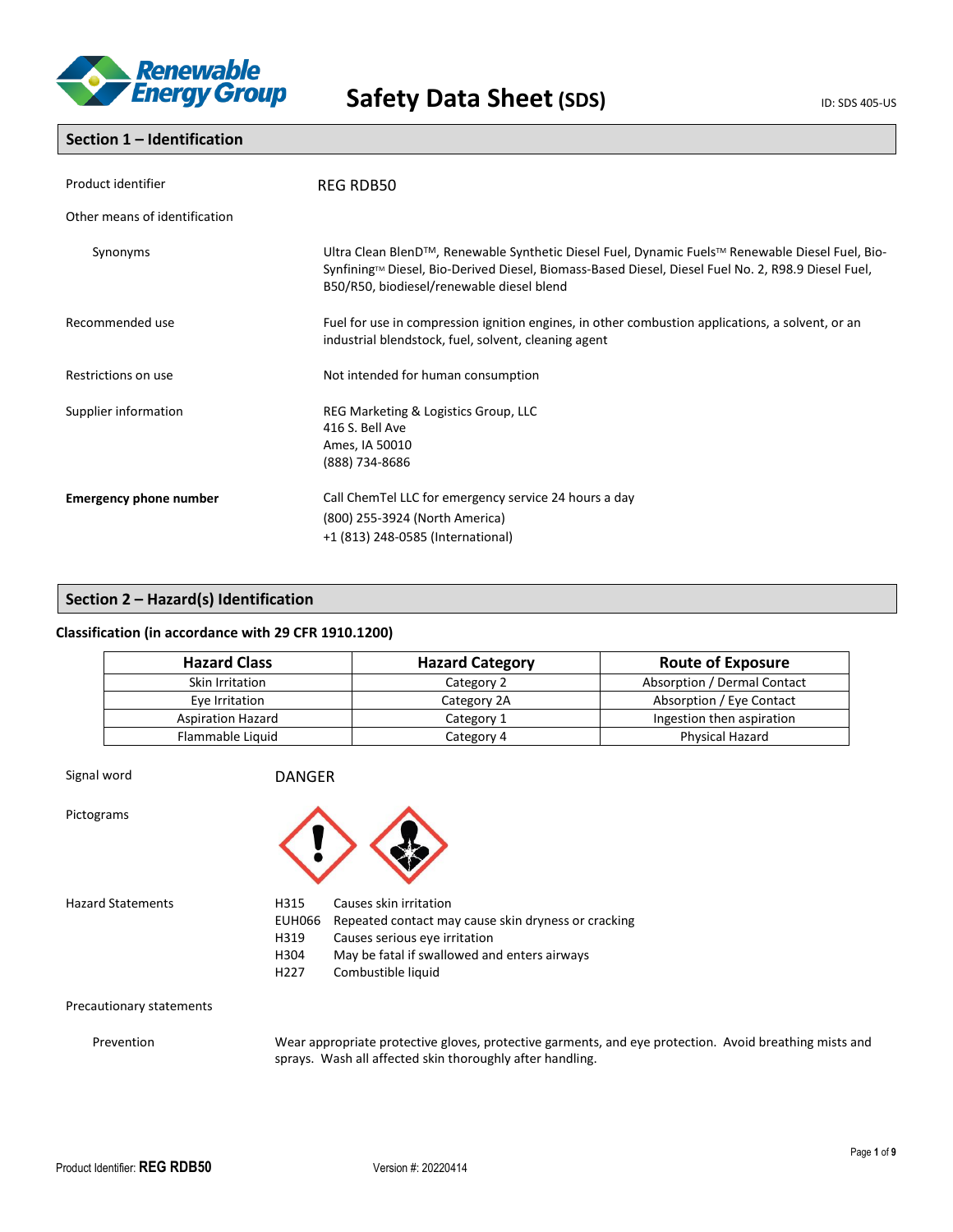# Safety Data Sheet (SDS)

ID: SDS 405-US

## Section 1 – Identification

**Product identifier:** REG RDB50

**Other means of identification**

**Synonyms:** Ultra Clean BlenD™, Renewable Synthetic Diesel Fuel, Dynamic Fuels™ Renewable Diesel Fuel, Bio-Synfining™ Diesel, Bio-Derived Diesel, Biomass-Based Diesel, Diesel Fuel No. 2, R98.9 Diesel Fuel, B50/R50, biodiesel/renewable diesel blend

**Recommended use:** Fuel for use in compression ignition engines, in other combustion applications, a solvent, or an industrial blendstock, fuel, solvent, cleaning agent

**Restrictions on use:** Not intended for human consumption

**Supplier information:**
REG Marketing & Logistics Group, LLC
416 S. Bell Ave
Ames, IA 50010
(888) 734-8686

**Emergency phone number:**
Call ChemTel LLC for emergency service 24 hours a day
(800) 255-3924 (North America)
+1 (813) 248-0585 (International)

## Section 2 – Hazard(s) Identification

### Classification (in accordance with 29 CFR 1910.1200)

| Hazard Class | Hazard Category | Route of Exposure |
|---|---|---|
| Skin Irritation | Category 2 | Absorption / Dermal Contact |
| Eye Irritation | Category 2A | Absorption / Eye Contact |
| Aspiration Hazard | Category 1 | Ingestion then aspiration |
| Flammable Liquid | Category 4 | Physical Hazard |

**Signal word:** DANGER

**Pictograms**

**Hazard Statements**

- H315 Causes skin irritation
- EUH066 Repeated contact may cause skin dryness or cracking
- H319 Causes serious eye irritation
- H304 May be fatal if swallowed and enters airways
- H227 Combustible liquid

**Precautionary statements**

**Prevention:** Wear appropriate protective gloves, protective garments, and eye protection. Avoid breathing mists and sprays. Wash all affected skin thoroughly after handling.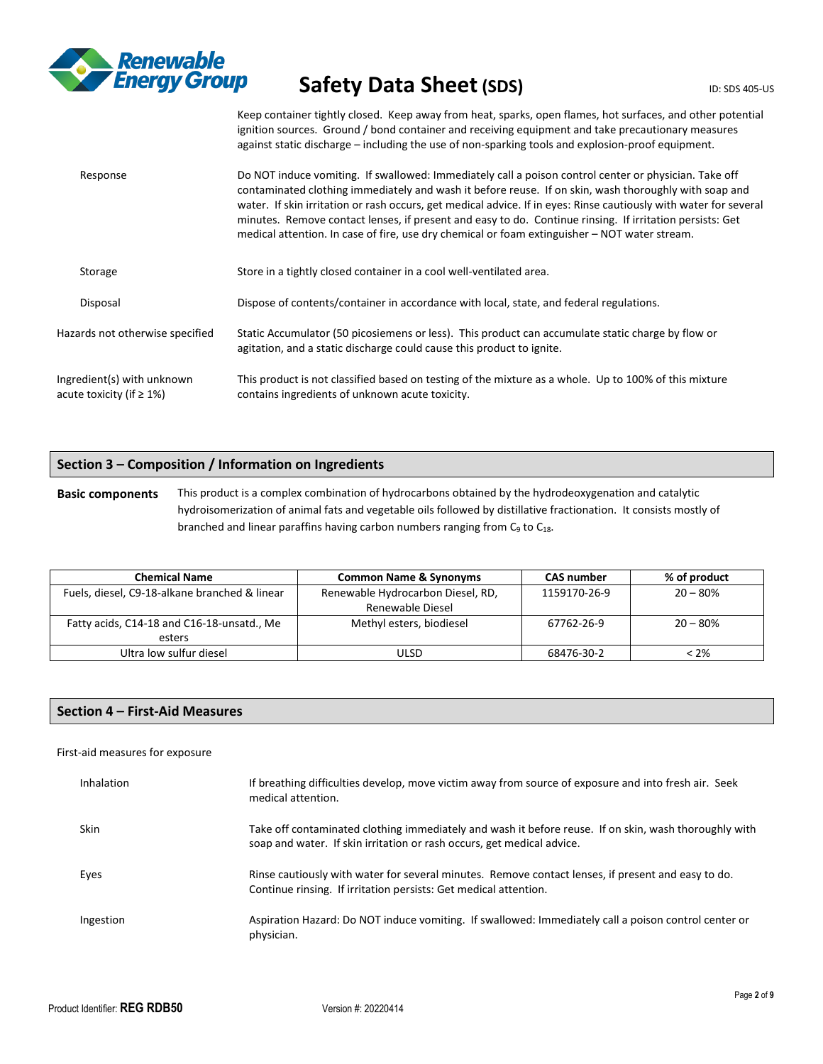Keep container tightly closed. Keep away from heat, sparks, open flames, hot surfaces, and other potential ignition sources. Ground / bond container and receiving equipment and take precautionary measures against static discharge – including the use of non-sparking tools and explosion-proof equipment.

| | |
|---|---|
| Response | Do NOT induce vomiting. If swallowed: Immediately call a poison control center or physician. Take off contaminated clothing immediately and wash it before reuse. If on skin, wash thoroughly with soap and water. If skin irritation or rash occurs, get medical advice. If in eyes: Rinse cautiously with water for several minutes. Remove contact lenses, if present and easy to do. Continue rinsing. If irritation persists: Get medical attention. In case of fire, use dry chemical or foam extinguisher – NOT water stream. |
| Storage | Store in a tightly closed container in a cool well-ventilated area. |
| Disposal | Dispose of contents/container in accordance with local, state, and federal regulations. |
| Hazards not otherwise specified | Static Accumulator (50 picosiemens or less). This product can accumulate static charge by flow or agitation, and a static discharge could cause this product to ignite. |
| Ingredient(s) with unknown acute toxicity (if ≥ 1%) | This product is not classified based on testing of the mixture as a whole. Up to 100% of this mixture contains ingredients of unknown acute toxicity. |

## Section 3 – Composition / Information on Ingredients

**Basic components** This product is a complex combination of hydrocarbons obtained by the hydrodeoxygenation and catalytic hydroisomerization of animal fats and vegetable oils followed by distillative fractionation. It consists mostly of branched and linear paraffins having carbon numbers ranging from $C_9$ to $C_{18}$.

| Chemical Name | Common Name & Synonyms | CAS number | % of product |
|---|---|---|---|
| Fuels, diesel, C9-18-alkane branched & linear | Renewable Hydrocarbon Diesel, RD, Renewable Diesel | 1159170-26-9 | 20 – 80% |
| Fatty acids, C14-18 and C16-18-unsatd., Me esters | Methyl esters, biodiesel | 67762-26-9 | 20 – 80% |
| Ultra low sulfur diesel | ULSD | 68476-30-2 | < 2% |

## Section 4 – First-Aid Measures

First-aid measures for exposure

| | |
|---|---|
| Inhalation | If breathing difficulties develop, move victim away from source of exposure and into fresh air. Seek medical attention. |
| Skin | Take off contaminated clothing immediately and wash it before reuse. If on skin, wash thoroughly with soap and water. If skin irritation or rash occurs, get medical advice. |
| Eyes | Rinse cautiously with water for several minutes. Remove contact lenses, if present and easy to do. Continue rinsing. If irritation persists: Get medical attention. |
| Ingestion | Aspiration Hazard: Do NOT induce vomiting. If swallowed: Immediately call a poison control center or physician. |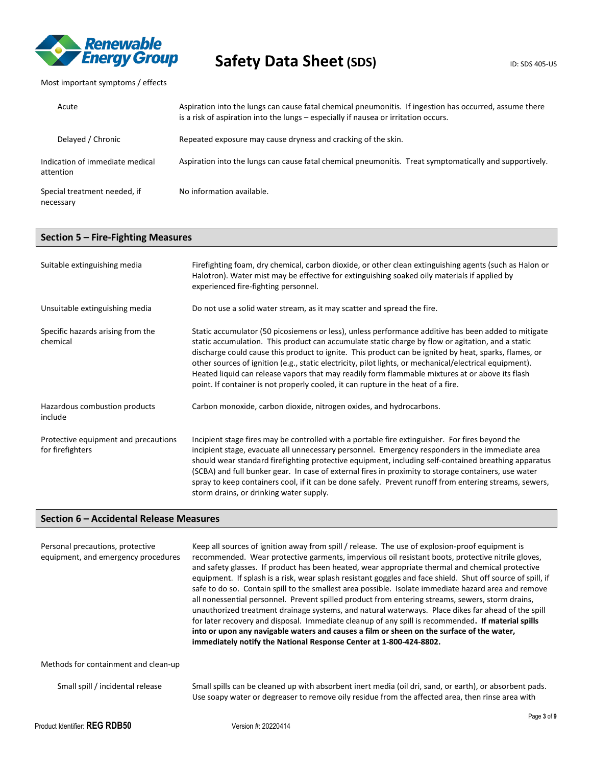Most important symptoms / effects

| | |
|---|---|
| Acute | Aspiration into the lungs can cause fatal chemical pneumonitis. If ingestion has occurred, assume there is a risk of aspiration into the lungs – especially if nausea or irritation occurs. |
| Delayed / Chronic | Repeated exposure may cause dryness and cracking of the skin. |
| Indication of immediate medical attention | Aspiration into the lungs can cause fatal chemical pneumonitis. Treat symptomatically and supportively. |
| Special treatment needed, if necessary | No information available. |

## Section 5 – Fire-Fighting Measures

| | |
|---|---|
| Suitable extinguishing media | Firefighting foam, dry chemical, carbon dioxide, or other clean extinguishing agents (such as Halon or Halotron). Water mist may be effective for extinguishing soaked oily materials if applied by experienced fire-fighting personnel. |
| Unsuitable extinguishing media | Do not use a solid water stream, as it may scatter and spread the fire. |
| Specific hazards arising from the chemical | Static accumulator (50 picosiemens or less), unless performance additive has been added to mitigate static accumulation. This product can accumulate static charge by flow or agitation, and a static discharge could cause this product to ignite. This product can be ignited by heat, sparks, flames, or other sources of ignition (e.g., static electricity, pilot lights, or mechanical/electrical equipment). Heated liquid can release vapors that may readily form flammable mixtures at or above its flash point. If container is not properly cooled, it can rupture in the heat of a fire. |
| Hazardous combustion products include | Carbon monoxide, carbon dioxide, nitrogen oxides, and hydrocarbons. |
| Protective equipment and precautions for firefighters | Incipient stage fires may be controlled with a portable fire extinguisher. For fires beyond the incipient stage, evacuate all unnecessary personnel. Emergency responders in the immediate area should wear standard firefighting protective equipment, including self-contained breathing apparatus (SCBA) and full bunker gear. In case of external fires in proximity to storage containers, use water spray to keep containers cool, if it can be done safely. Prevent runoff from entering streams, sewers, storm drains, or drinking water supply. |

## Section 6 – Accidental Release Measures

| | |
|---|---|
| Personal precautions, protective equipment, and emergency procedures | Keep all sources of ignition away from spill / release. The use of explosion-proof equipment is recommended. Wear protective garments, impervious oil resistant boots, protective nitrile gloves, and safety glasses. If product has been heated, wear appropriate thermal and chemical protective equipment. If splash is a risk, wear splash resistant goggles and face shield. Shut off source of spill, if safe to do so. Contain spill to the smallest area possible. Isolate immediate hazard area and remove all nonessential personnel. Prevent spilled product from entering streams, sewers, storm drains, unauthorized treatment drainage systems, and natural waterways. Place dikes far ahead of the spill for later recovery and disposal. Immediate cleanup of any spill is recommended**. If material spills into or upon any navigable waters and causes a film or sheen on the surface of the water, immediately notify the National Response Center at 1-800-424-8802.** |

Methods for containment and clean-up

| | |
|---|---|
| Small spill / incidental release | Small spills can be cleaned up with absorbent inert media (oil dri, sand, or earth), or absorbent pads. Use soapy water or degreaser to remove oily residue from the affected area, then rinse area with |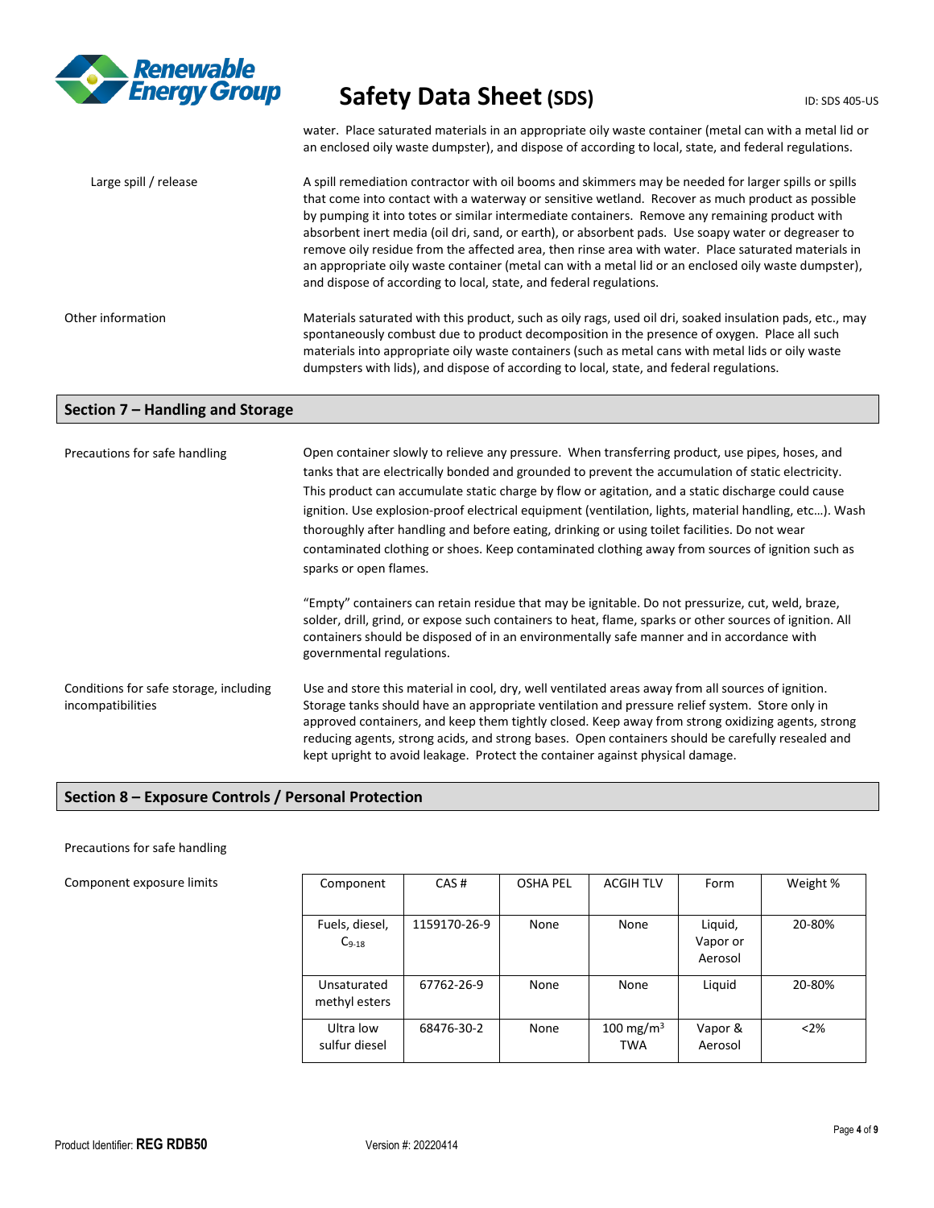water. Place saturated materials in an appropriate oily waste container (metal can with a metal lid or an enclosed oily waste dumpster), and dispose of according to local, state, and federal regulations.

**Large spill / release**

A spill remediation contractor with oil booms and skimmers may be needed for larger spills or spills that come into contact with a waterway or sensitive wetland. Recover as much product as possible by pumping it into totes or similar intermediate containers. Remove any remaining product with absorbent inert media (oil dri, sand, or earth), or absorbent pads. Use soapy water or degreaser to remove oily residue from the affected area, then rinse area with water. Place saturated materials in an appropriate oily waste container (metal can with a metal lid or an enclosed oily waste dumpster), and dispose of according to local, state, and federal regulations.

**Other information**

Materials saturated with this product, such as oily rags, used oil dri, soaked insulation pads, etc., may spontaneously combust due to product decomposition in the presence of oxygen. Place all such materials into appropriate oily waste containers (such as metal cans with metal lids or oily waste dumpsters with lids), and dispose of according to local, state, and federal regulations.

## Section 7 – Handling and Storage

**Precautions for safe handling**

Open container slowly to relieve any pressure. When transferring product, use pipes, hoses, and tanks that are electrically bonded and grounded to prevent the accumulation of static electricity. This product can accumulate static charge by flow or agitation, and a static discharge could cause ignition. Use explosion-proof electrical equipment (ventilation, lights, material handling, etc…). Wash thoroughly after handling and before eating, drinking or using toilet facilities. Do not wear contaminated clothing or shoes. Keep contaminated clothing away from sources of ignition such as sparks or open flames.

"Empty" containers can retain residue that may be ignitable. Do not pressurize, cut, weld, braze, solder, drill, grind, or expose such containers to heat, flame, sparks or other sources of ignition. All containers should be disposed of in an environmentally safe manner and in accordance with governmental regulations.

**Conditions for safe storage, including incompatibilities**

Use and store this material in cool, dry, well ventilated areas away from all sources of ignition. Storage tanks should have an appropriate ventilation and pressure relief system. Store only in approved containers, and keep them tightly closed. Keep away from strong oxidizing agents, strong reducing agents, strong acids, and strong bases. Open containers should be carefully resealed and kept upright to avoid leakage. Protect the container against physical damage.

## Section 8 – Exposure Controls / Personal Protection

**Precautions for safe handling**

**Component exposure limits**

| Component | CAS # | OSHA PEL | ACGIH TLV | Form | Weight % |
|---|---|---|---|---|---|
| Fuels, diesel, $C_{9-18}$ | 1159170-26-9 | None | None | Liquid, Vapor or Aerosol | 20-80% |
| Unsaturated methyl esters | 67762-26-9 | None | None | Liquid | 20-80% |
| Ultra low sulfur diesel | 68476-30-2 | None | 100 $mg/m^3$ TWA | Vapor & Aerosol | <2% |

Product Identifier: **REG RDB50** Version #: 20220414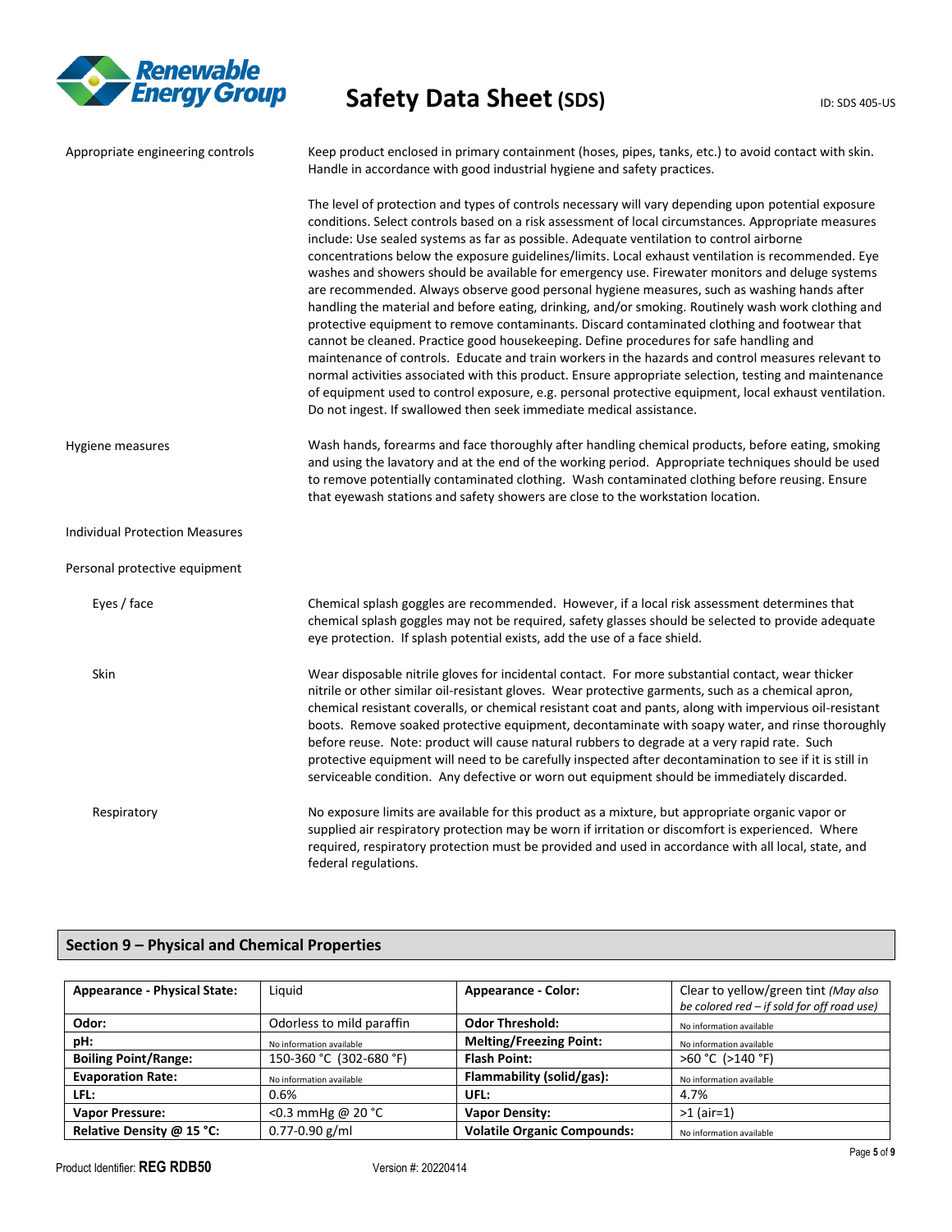Appropriate engineering controls

Keep product enclosed in primary containment (hoses, pipes, tanks, etc.) to avoid contact with skin. Handle in accordance with good industrial hygiene and safety practices.

The level of protection and types of controls necessary will vary depending upon potential exposure conditions. Select controls based on a risk assessment of local circumstances. Appropriate measures include: Use sealed systems as far as possible. Adequate ventilation to control airborne concentrations below the exposure guidelines/limits. Local exhaust ventilation is recommended. Eye washes and showers should be available for emergency use. Firewater monitors and deluge systems are recommended. Always observe good personal hygiene measures, such as washing hands after handling the material and before eating, drinking, and/or smoking. Routinely wash work clothing and protective equipment to remove contaminants. Discard contaminated clothing and footwear that cannot be cleaned. Practice good housekeeping. Define procedures for safe handling and maintenance of controls. Educate and train workers in the hazards and control measures relevant to normal activities associated with this product. Ensure appropriate selection, testing and maintenance of equipment used to control exposure, e.g. personal protective equipment, local exhaust ventilation. Do not ingest. If swallowed then seek immediate medical assistance.

Hygiene measures

Wash hands, forearms and face thoroughly after handling chemical products, before eating, smoking and using the lavatory and at the end of the working period. Appropriate techniques should be used to remove potentially contaminated clothing. Wash contaminated clothing before reusing. Ensure that eyewash stations and safety showers are close to the workstation location.

Individual Protection Measures

Personal protective equipment

Eyes / face

Chemical splash goggles are recommended. However, if a local risk assessment determines that chemical splash goggles may not be required, safety glasses should be selected to provide adequate eye protection. If splash potential exists, add the use of a face shield.

Skin

Wear disposable nitrile gloves for incidental contact. For more substantial contact, wear thicker nitrile or other similar oil-resistant gloves. Wear protective garments, such as a chemical apron, chemical resistant coveralls, or chemical resistant coat and pants, along with impervious oil-resistant boots. Remove soaked protective equipment, decontaminate with soapy water, and rinse thoroughly before reuse. Note: product will cause natural rubbers to degrade at a very rapid rate. Such protective equipment will need to be carefully inspected after decontamination to see if it is still in serviceable condition. Any defective or worn out equipment should be immediately discarded.

Respiratory

No exposure limits are available for this product as a mixture, but appropriate organic vapor or supplied air respiratory protection may be worn if irritation or discomfort is experienced. Where required, respiratory protection must be provided and used in accordance with all local, state, and federal regulations.

## Section 9 – Physical and Chemical Properties

| **Appearance - Physical State:** | Liquid | **Appearance - Color:** | Clear to yellow/green tint *(May also be colored red – if sold for off road use)* |
|---|---|---|---|
| **Odor:** | Odorless to mild paraffin | **Odor Threshold:** | No information available |
| **pH:** | No information available | **Melting/Freezing Point:** | No information available |
| **Boiling Point/Range:** | 150-360 °C (302-680 °F) | **Flash Point:** | >60 °C (>140 °F) |
| **Evaporation Rate:** | No information available | **Flammability (solid/gas):** | No information available |
| **LFL:** | 0.6% | **UFL:** | 4.7% |
| **Vapor Pressure:** | <0.3 mmHg @ 20 °C | **Vapor Density:** | >1 (air=1) |
| **Relative Density @ 15 °C:** | 0.77-0.90 g/ml | **Volatile Organic Compounds:** | No information available |

Product Identifier: **REG RDB50** Version #: 20220414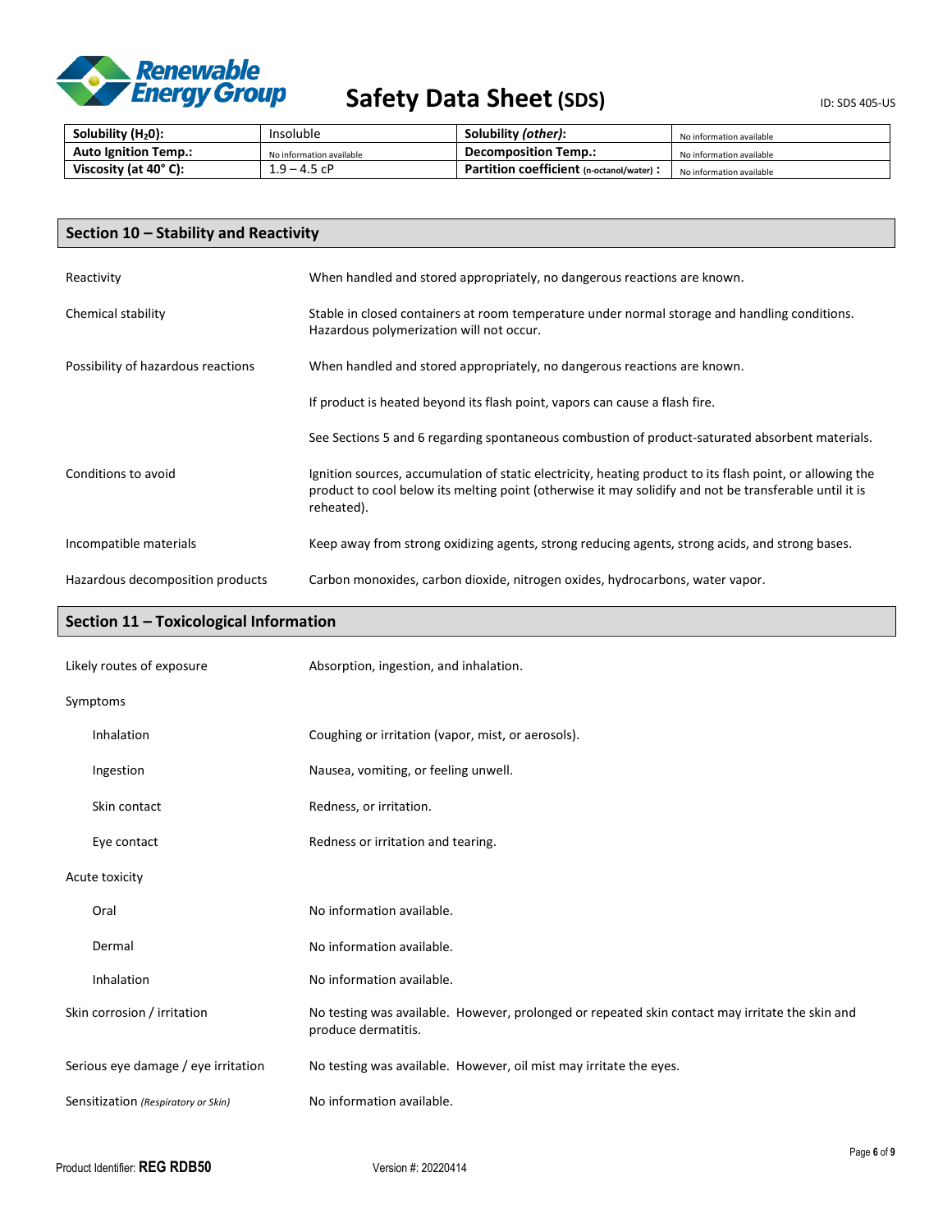| Solubility ($H_2O$): | Insoluble | Solubility *(other)*: | No information available |
|---|---|---|---|
| Auto Ignition Temp.: | No information available | Decomposition Temp.: | No information available |
| Viscosity (at 40° C): | 1.9 – 4.5 cP | Partition coefficient (n-octanol/water) : | No information available |

## Section 10 – Stability and Reactivity

| | |
|---|---|
| Reactivity | When handled and stored appropriately, no dangerous reactions are known. |
| Chemical stability | Stable in closed containers at room temperature under normal storage and handling conditions. Hazardous polymerization will not occur. |
| Possibility of hazardous reactions | When handled and stored appropriately, no dangerous reactions are known.<br><br>If product is heated beyond its flash point, vapors can cause a flash fire.<br><br>See Sections 5 and 6 regarding spontaneous combustion of product-saturated absorbent materials. |
| Conditions to avoid | Ignition sources, accumulation of static electricity, heating product to its flash point, or allowing the product to cool below its melting point (otherwise it may solidify and not be transferable until it is reheated). |
| Incompatible materials | Keep away from strong oxidizing agents, strong reducing agents, strong acids, and strong bases. |
| Hazardous decomposition products | Carbon monoxides, carbon dioxide, nitrogen oxides, hydrocarbons, water vapor. |

## Section 11 – Toxicological Information

| | |
|---|---|
| Likely routes of exposure | Absorption, ingestion, and inhalation. |
| Symptoms | |
| Inhalation | Coughing or irritation (vapor, mist, or aerosols). |
| Ingestion | Nausea, vomiting, or feeling unwell. |
| Skin contact | Redness, or irritation. |
| Eye contact | Redness or irritation and tearing. |
| Acute toxicity | |
| Oral | No information available. |
| Dermal | No information available. |
| Inhalation | No information available. |
| Skin corrosion / irritation | No testing was available. However, prolonged or repeated skin contact may irritate the skin and produce dermatitis. |
| Serious eye damage / eye irritation | No testing was available. However, oil mist may irritate the eyes. |
| Sensitization *(Respiratory or Skin)* | No information available. |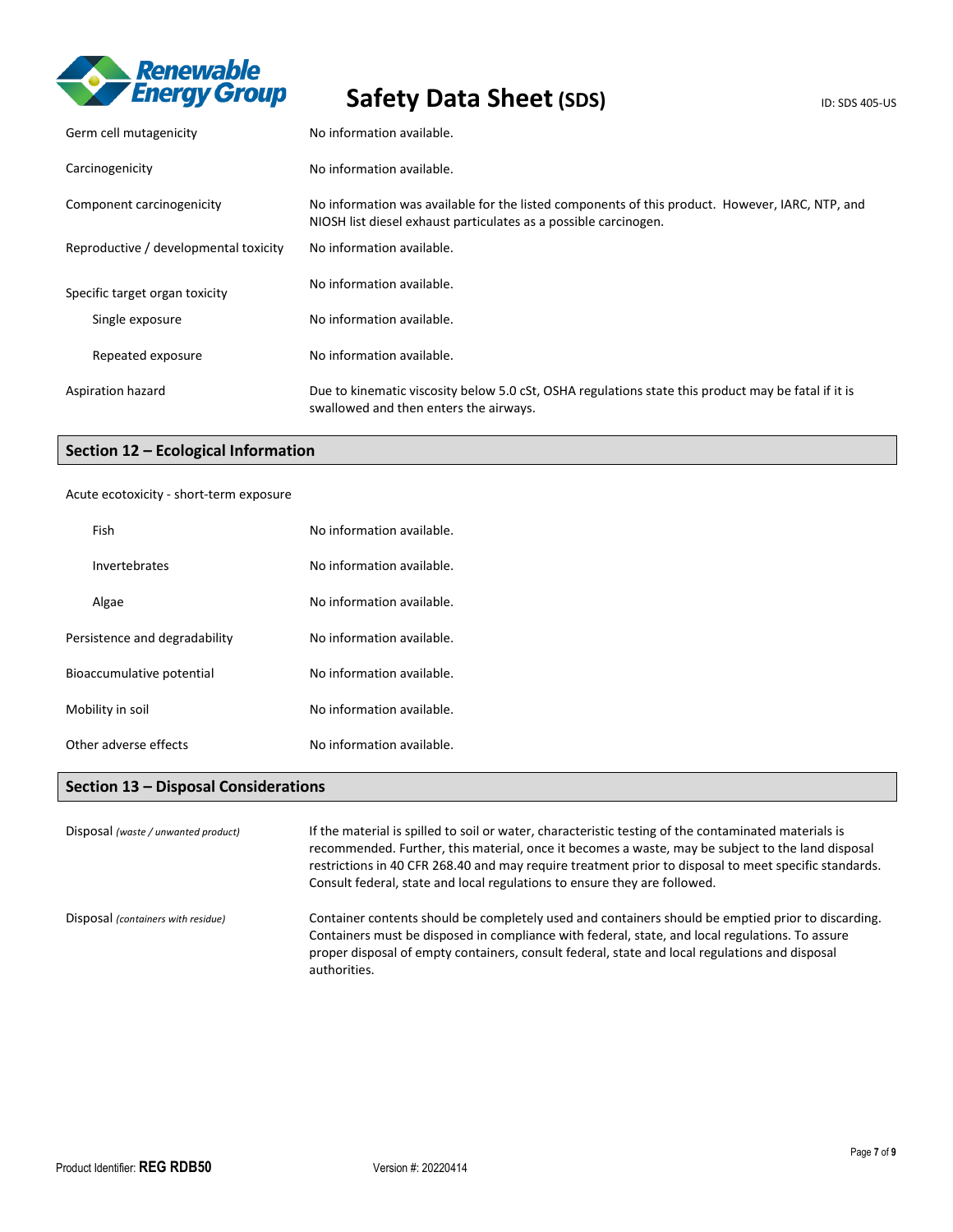| | |
|---|---|
| Germ cell mutagenicity | No information available. |
| Carcinogenicity | No information available. |
| Component carcinogenicity | No information was available for the listed components of this product. However, IARC, NTP, and NIOSH list diesel exhaust particulates as a possible carcinogen. |
| Reproductive / developmental toxicity | No information available. |
| Specific target organ toxicity | No information available. |
| Single exposure | No information available. |
| Repeated exposure | No information available. |
| Aspiration hazard | Due to kinematic viscosity below 5.0 cSt, OSHA regulations state this product may be fatal if it is swallowed and then enters the airways. |

## Section 12 – Ecological Information

Acute ecotoxicity - short-term exposure

| | |
|---|---|
| Fish | No information available. |
| Invertebrates | No information available. |
| Algae | No information available. |
| Persistence and degradability | No information available. |
| Bioaccumulative potential | No information available. |
| Mobility in soil | No information available. |
| Other adverse effects | No information available. |

## Section 13 – Disposal Considerations

| | |
|---|---|
| Disposal *(waste / unwanted product)* | If the material is spilled to soil or water, characteristic testing of the contaminated materials is recommended. Further, this material, once it becomes a waste, may be subject to the land disposal restrictions in 40 CFR 268.40 and may require treatment prior to disposal to meet specific standards. Consult federal, state and local regulations to ensure they are followed. |
| Disposal *(containers with residue)* | Container contents should be completely used and containers should be emptied prior to discarding. Containers must be disposed in compliance with federal, state, and local regulations. To assure proper disposal of empty containers, consult federal, state and local regulations and disposal authorities. |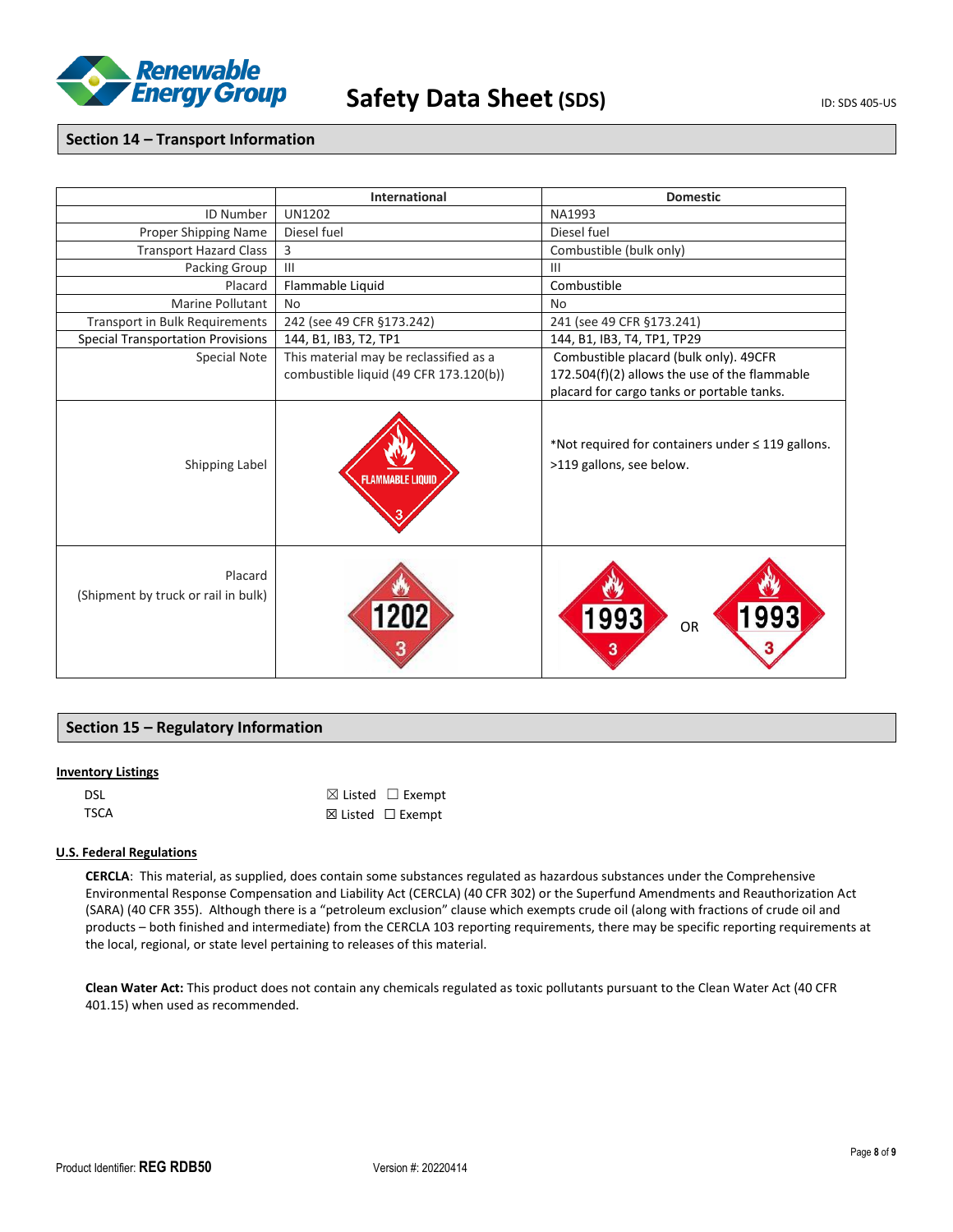## Section 14 – Transport Information

| | International | Domestic |
|---|---|---|
| ID Number | UN1202 | NA1993 |
| Proper Shipping Name | Diesel fuel | Diesel fuel |
| Transport Hazard Class | 3 | Combustible (bulk only) |
| Packing Group | III | III |
| Placard | Flammable Liquid | Combustible |
| Marine Pollutant | No | No |
| Transport in Bulk Requirements | 242 (see 49 CFR §173.242) | 241 (see 49 CFR §173.241) |
| Special Transportation Provisions | 144, B1, IB3, T2, TP1 | 144, B1, IB3, T4, TP1, TP29 |
| Special Note | This material may be reclassified as a combustible liquid (49 CFR 173.120(b)) | Combustible placard (bulk only). 49CFR 172.504(f)(2) allows the use of the flammable placard for cargo tanks or portable tanks. |
| Shipping Label | FLAMMABLE LIQUID 3 | *Not required for containers under ≤ 119 gallons. >119 gallons, see below. |
| Placard (Shipment by truck or rail in bulk) | 1202 3 | 1993 3 OR 1993 3 |

## Section 15 – Regulatory Information

**Inventory Listings**

| | |
|---|---|
| DSL | ☒ Listed ☐ Exempt |
| TSCA | ☒ Listed ☐ Exempt |

**U.S. Federal Regulations**

**CERCLA**: This material, as supplied, does contain some substances regulated as hazardous substances under the Comprehensive Environmental Response Compensation and Liability Act (CERCLA) (40 CFR 302) or the Superfund Amendments and Reauthorization Act (SARA) (40 CFR 355). Although there is a "petroleum exclusion" clause which exempts crude oil (along with fractions of crude oil and products – both finished and intermediate) from the CERCLA 103 reporting requirements, there may be specific reporting requirements at the local, regional, or state level pertaining to releases of this material.

**Clean Water Act:** This product does not contain any chemicals regulated as toxic pollutants pursuant to the Clean Water Act (40 CFR 401.15) when used as recommended.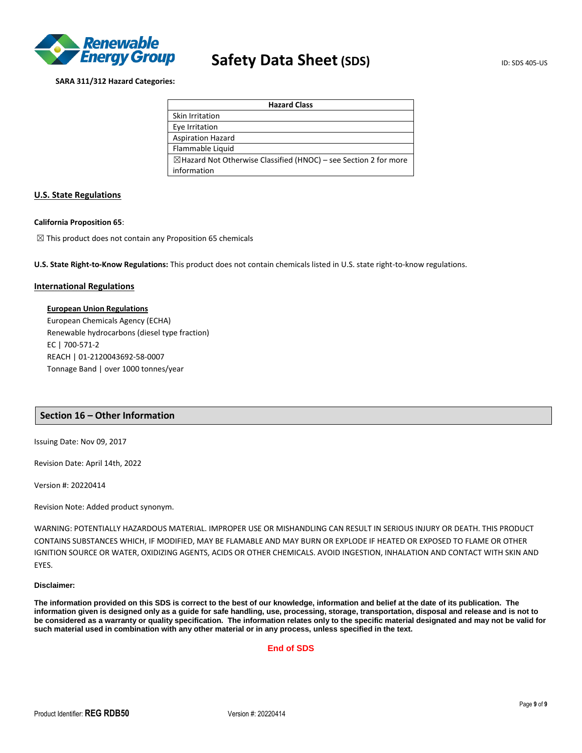**SARA 311/312 Hazard Categories:**

| Hazard Class |
|---|
| Skin Irritation |
| Eye Irritation |
| Aspiration Hazard |
| Flammable Liquid |
| ☒Hazard Not Otherwise Classified (HNOC) – see Section 2 for more information |

## U.S. State Regulations

**California Proposition 65**:

☒ This product does not contain any Proposition 65 chemicals

**U.S. State Right-to-Know Regulations:** This product does not contain chemicals listed in U.S. state right-to-know regulations.

## International Regulations

### European Union Regulations

European Chemicals Agency (ECHA)
Renewable hydrocarbons (diesel type fraction)
EC | 700-571-2
REACH | 01-2120043692-58-0007
Tonnage Band | over 1000 tonnes/year

## Section 16 – Other Information

Issuing Date: Nov 09, 2017

Revision Date: April 14th, 2022

Version #: 20220414

Revision Note: Added product synonym.

WARNING: POTENTIALLY HAZARDOUS MATERIAL. IMPROPER USE OR MISHANDLING CAN RESULT IN SERIOUS INJURY OR DEATH. THIS PRODUCT CONTAINS SUBSTANCES WHICH, IF MODIFIED, MAY BE FLAMABLE AND MAY BURN OR EXPLODE IF HEATED OR EXPOSED TO FLAME OR OTHER IGNITION SOURCE OR WATER, OXIDIZING AGENTS, ACIDS OR OTHER CHEMICALS. AVOID INGESTION, INHALATION AND CONTACT WITH SKIN AND EYES.

**Disclaimer:**

**The information provided on this SDS is correct to the best of our knowledge, information and belief at the date of its publication. The information given is designed only as a guide for safe handling, use, processing, storage, transportation, disposal and release and is not to be considered as a warranty or quality specification. The information relates only to the specific material designated and may not be valid for such material used in combination with any other material or in any process, unless specified in the text.**

**End of SDS**